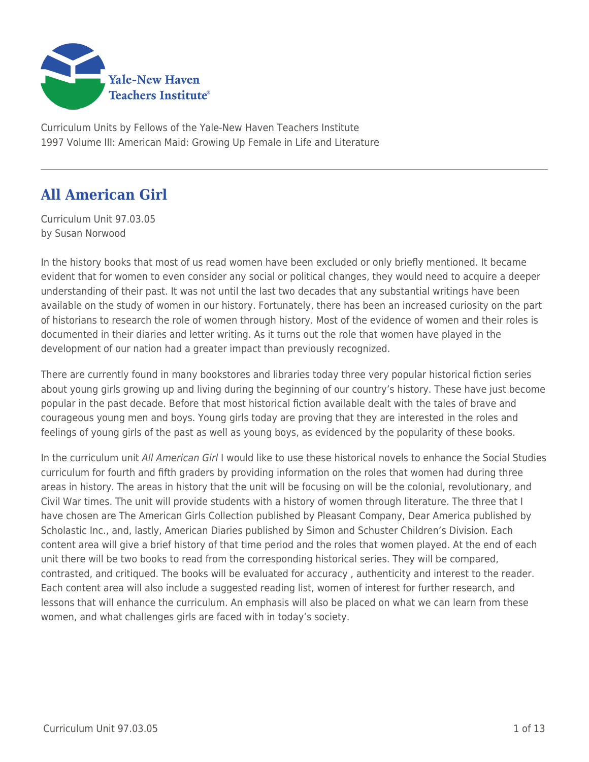Curriculum Units by Fellows of the Yale-New Haven Teachers Institute
1997 Volume III: American Maid: Growing Up Female in Life and Literature

# All American Girl

Curriculum Unit 97.03.05
by Susan Norwood

In the history books that most of us read women have been excluded or only briefly mentioned. It became evident that for women to even consider any social or political changes, they would need to acquire a deeper understanding of their past. It was not until the last two decades that any substantial writings have been available on the study of women in our history. Fortunately, there has been an increased curiosity on the part of historians to research the role of women through history. Most of the evidence of women and their roles is documented in their diaries and letter writing. As it turns out the role that women have played in the development of our nation had a greater impact than previously recognized.

There are currently found in many bookstores and libraries today three very popular historical fiction series about young girls growing up and living during the beginning of our country's history. These have just become popular in the past decade. Before that most historical fiction available dealt with the tales of brave and courageous young men and boys. Young girls today are proving that they are interested in the roles and feelings of young girls of the past as well as young boys, as evidenced by the popularity of these books.

In the curriculum unit *All American Girl* I would like to use these historical novels to enhance the Social Studies curriculum for fourth and fifth graders by providing information on the roles that women had during three areas in history. The areas in history that the unit will be focusing on will be the colonial, revolutionary, and Civil War times. The unit will provide students with a history of women through literature. The three that I have chosen are The American Girls Collection published by Pleasant Company, Dear America published by Scholastic Inc., and, lastly, American Diaries published by Simon and Schuster Children's Division. Each content area will give a brief history of that time period and the roles that women played. At the end of each unit there will be two books to read from the corresponding historical series. They will be compared, contrasted, and critiqued. The books will be evaluated for accuracy , authenticity and interest to the reader. Each content area will also include a suggested reading list, women of interest for further research, and lessons that will enhance the curriculum. An emphasis will also be placed on what we can learn from these women, and what challenges girls are faced with in today's society.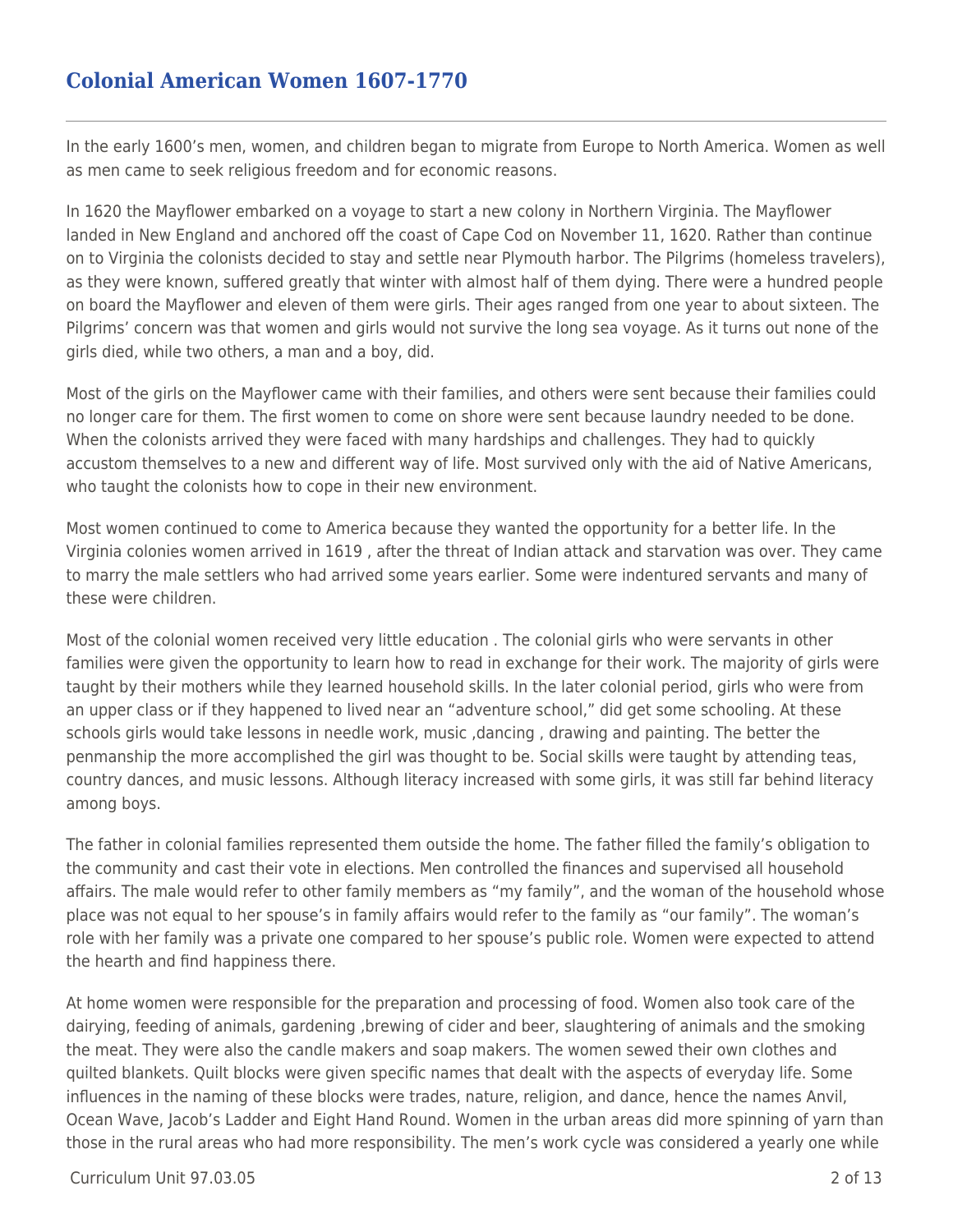## Colonial American Women 1607-1770

In the early 1600's men, women, and children began to migrate from Europe to North America. Women as well as men came to seek religious freedom and for economic reasons.

In 1620 the Mayflower embarked on a voyage to start a new colony in Northern Virginia. The Mayflower landed in New England and anchored off the coast of Cape Cod on November 11, 1620. Rather than continue on to Virginia the colonists decided to stay and settle near Plymouth harbor. The Pilgrims (homeless travelers), as they were known, suffered greatly that winter with almost half of them dying. There were a hundred people on board the Mayflower and eleven of them were girls. Their ages ranged from one year to about sixteen. The Pilgrims' concern was that women and girls would not survive the long sea voyage. As it turns out none of the girls died, while two others, a man and a boy, did.

Most of the girls on the Mayflower came with their families, and others were sent because their families could no longer care for them. The first women to come on shore were sent because laundry needed to be done. When the colonists arrived they were faced with many hardships and challenges. They had to quickly accustom themselves to a new and different way of life. Most survived only with the aid of Native Americans, who taught the colonists how to cope in their new environment.

Most women continued to come to America because they wanted the opportunity for a better life. In the Virginia colonies women arrived in 1619 , after the threat of Indian attack and starvation was over. They came to marry the male settlers who had arrived some years earlier. Some were indentured servants and many of these were children.

Most of the colonial women received very little education . The colonial girls who were servants in other families were given the opportunity to learn how to read in exchange for their work. The majority of girls were taught by their mothers while they learned household skills. In the later colonial period, girls who were from an upper class or if they happened to lived near an "adventure school," did get some schooling. At these schools girls would take lessons in needle work, music ,dancing , drawing and painting. The better the penmanship the more accomplished the girl was thought to be. Social skills were taught by attending teas, country dances, and music lessons. Although literacy increased with some girls, it was still far behind literacy among boys.

The father in colonial families represented them outside the home. The father filled the family's obligation to the community and cast their vote in elections. Men controlled the finances and supervised all household affairs. The male would refer to other family members as "my family", and the woman of the household whose place was not equal to her spouse's in family affairs would refer to the family as "our family". The woman's role with her family was a private one compared to her spouse's public role. Women were expected to attend the hearth and find happiness there.

At home women were responsible for the preparation and processing of food. Women also took care of the dairying, feeding of animals, gardening ,brewing of cider and beer, slaughtering of animals and the smoking the meat. They were also the candle makers and soap makers. The women sewed their own clothes and quilted blankets. Quilt blocks were given specific names that dealt with the aspects of everyday life. Some influences in the naming of these blocks were trades, nature, religion, and dance, hence the names Anvil, Ocean Wave, Jacob's Ladder and Eight Hand Round. Women in the urban areas did more spinning of yarn than those in the rural areas who had more responsibility. The men's work cycle was considered a yearly one while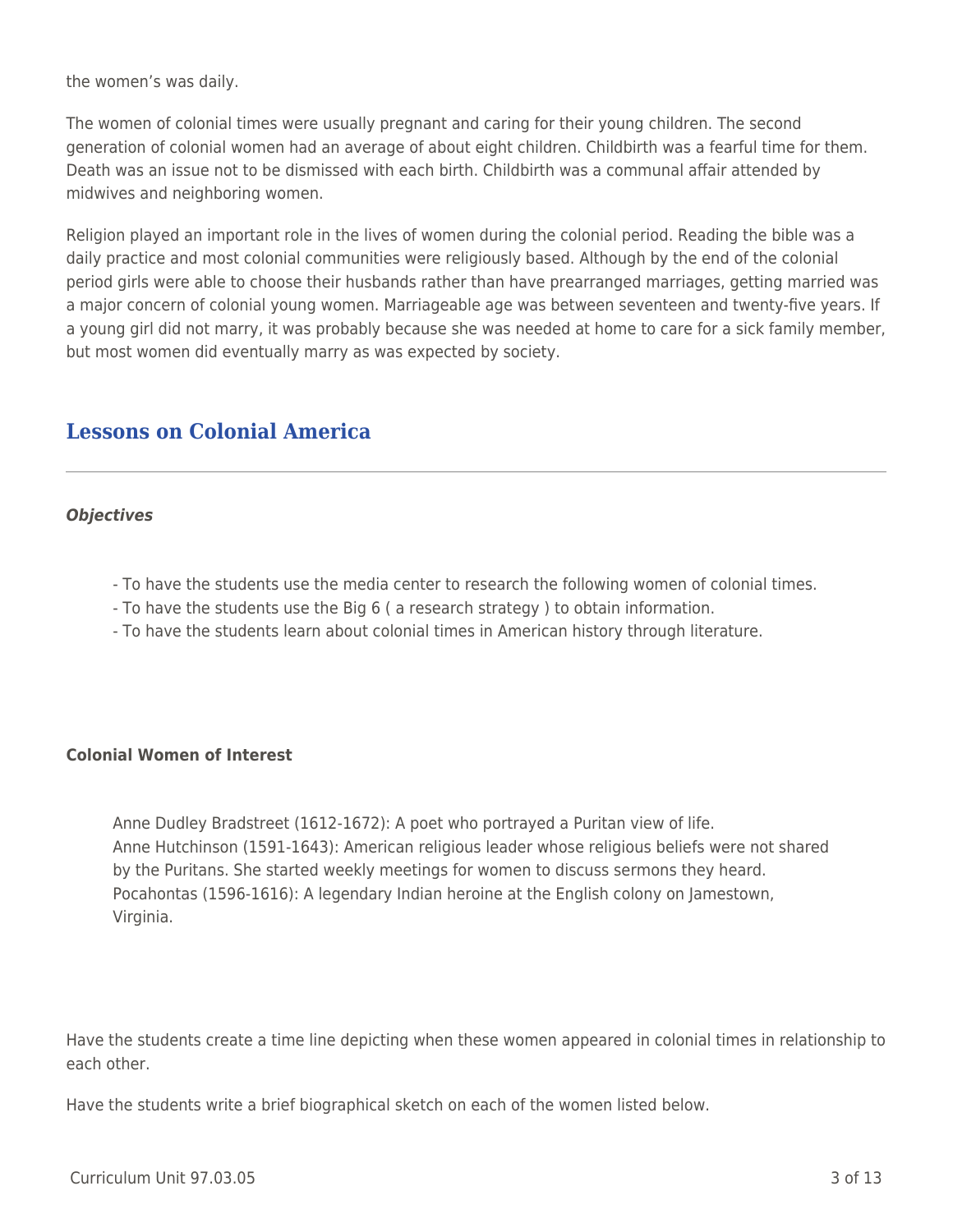the women's was daily.

The women of colonial times were usually pregnant and caring for their young children. The second generation of colonial women had an average of about eight children. Childbirth was a fearful time for them. Death was an issue not to be dismissed with each birth. Childbirth was a communal affair attended by midwives and neighboring women.

Religion played an important role in the lives of women during the colonial period. Reading the bible was a daily practice and most colonial communities were religiously based. Although by the end of the colonial period girls were able to choose their husbands rather than have prearranged marriages, getting married was a major concern of colonial young women. Marriageable age was between seventeen and twenty-five years. If a young girl did not marry, it was probably because she was needed at home to care for a sick family member, but most women did eventually marry as was expected by society.

## Lessons on Colonial America

***Objectives***

- To have the students use the media center to research the following women of colonial times.
- To have the students use the Big 6 ( a research strategy ) to obtain information.
- To have the students learn about colonial times in American history through literature.

**Colonial Women of Interest**

Anne Dudley Bradstreet (1612-1672): A poet who portrayed a Puritan view of life.
Anne Hutchinson (1591-1643): American religious leader whose religious beliefs were not shared by the Puritans. She started weekly meetings for women to discuss sermons they heard.
Pocahontas (1596-1616): A legendary Indian heroine at the English colony on Jamestown, Virginia.

Have the students create a time line depicting when these women appeared in colonial times in relationship to each other.

Have the students write a brief biographical sketch on each of the women listed below.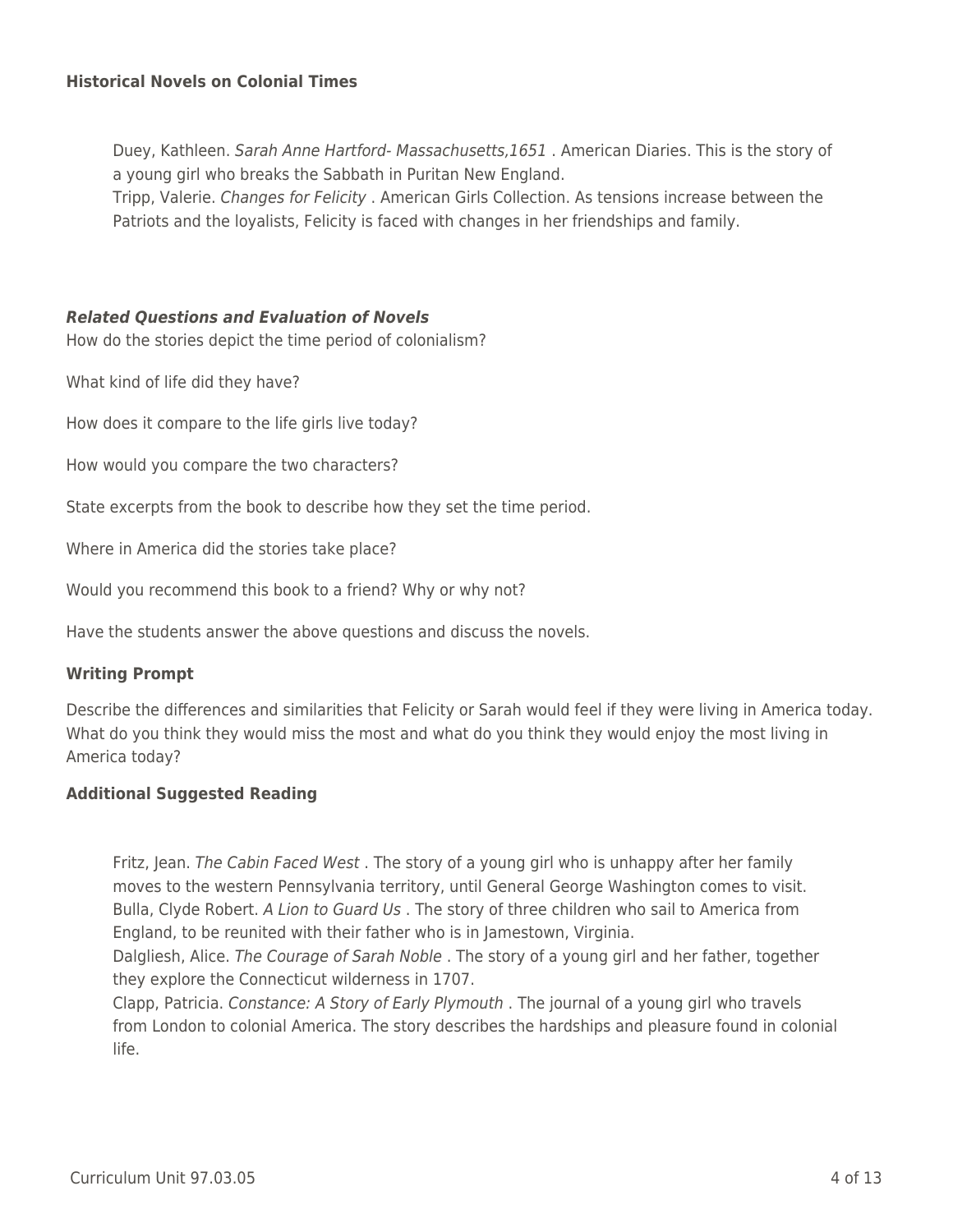**Historical Novels on Colonial Times**

Duey, Kathleen. *Sarah Anne Hartford- Massachusetts,1651* . American Diaries. This is the story of a young girl who breaks the Sabbath in Puritan New England.

Tripp, Valerie. *Changes for Felicity* . American Girls Collection. As tensions increase between the Patriots and the loyalists, Felicity is faced with changes in her friendships and family.

***Related Questions and Evaluation of Novels***

How do the stories depict the time period of colonialism?

What kind of life did they have?

How does it compare to the life girls live today?

How would you compare the two characters?

State excerpts from the book to describe how they set the time period.

Where in America did the stories take place?

Would you recommend this book to a friend? Why or why not?

Have the students answer the above questions and discuss the novels.

**Writing Prompt**

Describe the differences and similarities that Felicity or Sarah would feel if they were living in America today. What do you think they would miss the most and what do you think they would enjoy the most living in America today?

**Additional Suggested Reading**

Fritz, Jean. *The Cabin Faced West* . The story of a young girl who is unhappy after her family moves to the western Pennsylvania territory, until General George Washington comes to visit.

Bulla, Clyde Robert. *A Lion to Guard Us* . The story of three children who sail to America from England, to be reunited with their father who is in Jamestown, Virginia.

Dalgliesh, Alice. *The Courage of Sarah Noble* . The story of a young girl and her father, together they explore the Connecticut wilderness in 1707.

Clapp, Patricia. *Constance: A Story of Early Plymouth* . The journal of a young girl who travels from London to colonial America. The story describes the hardships and pleasure found in colonial life.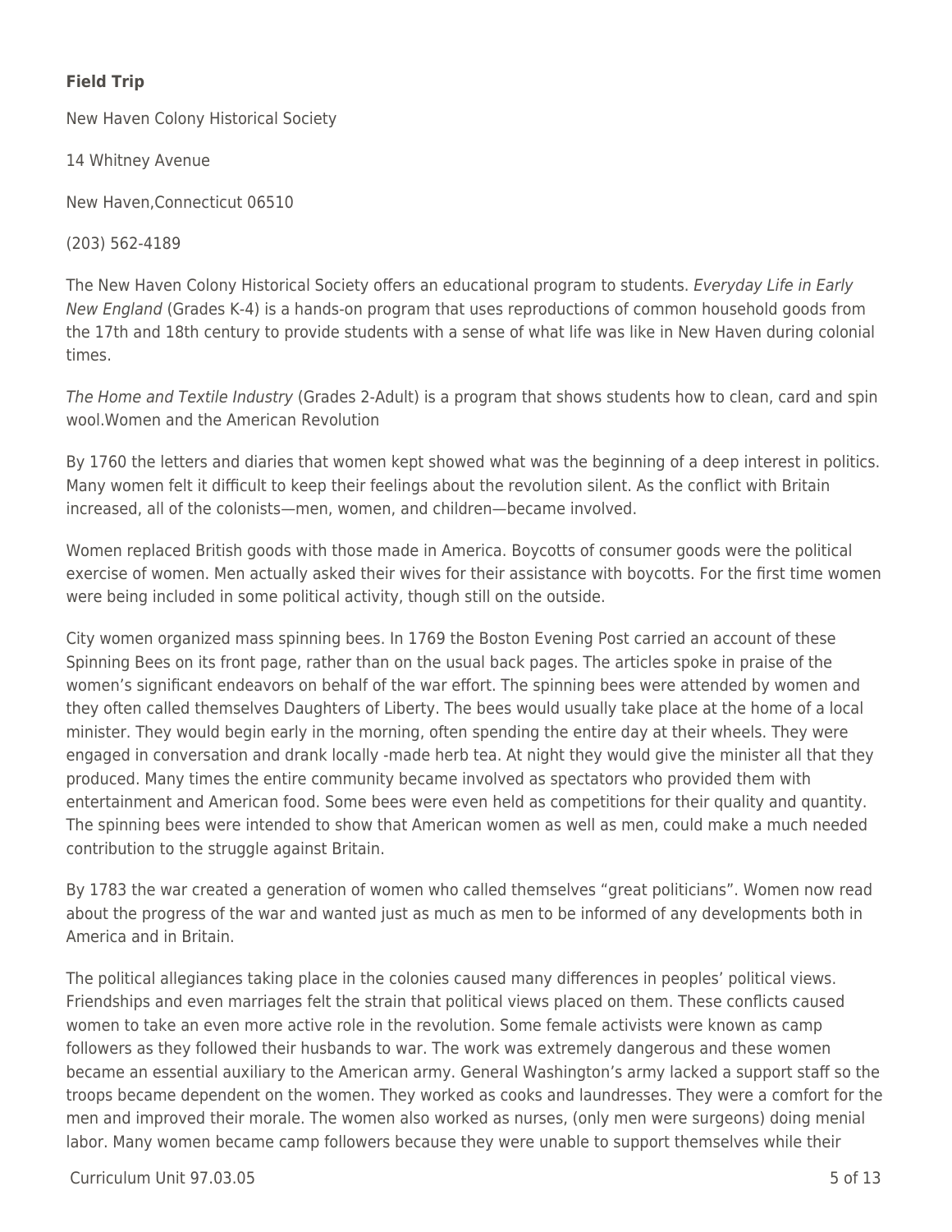**Field Trip**

New Haven Colony Historical Society

14 Whitney Avenue

New Haven,Connecticut 06510

(203) 562-4189

The New Haven Colony Historical Society offers an educational program to students. *Everyday Life in Early New England* (Grades K-4) is a hands-on program that uses reproductions of common household goods from the 17th and 18th century to provide students with a sense of what life was like in New Haven during colonial times.

*The Home and Textile Industry* (Grades 2-Adult) is a program that shows students how to clean, card and spin wool.Women and the American Revolution

By 1760 the letters and diaries that women kept showed what was the beginning of a deep interest in politics. Many women felt it difficult to keep their feelings about the revolution silent. As the conflict with Britain increased, all of the colonists—men, women, and children—became involved.

Women replaced British goods with those made in America. Boycotts of consumer goods were the political exercise of women. Men actually asked their wives for their assistance with boycotts. For the first time women were being included in some political activity, though still on the outside.

City women organized mass spinning bees. In 1769 the Boston Evening Post carried an account of these Spinning Bees on its front page, rather than on the usual back pages. The articles spoke in praise of the women's significant endeavors on behalf of the war effort. The spinning bees were attended by women and they often called themselves Daughters of Liberty. The bees would usually take place at the home of a local minister. They would begin early in the morning, often spending the entire day at their wheels. They were engaged in conversation and drank locally -made herb tea. At night they would give the minister all that they produced. Many times the entire community became involved as spectators who provided them with entertainment and American food. Some bees were even held as competitions for their quality and quantity. The spinning bees were intended to show that American women as well as men, could make a much needed contribution to the struggle against Britain.

By 1783 the war created a generation of women who called themselves "great politicians". Women now read about the progress of the war and wanted just as much as men to be informed of any developments both in America and in Britain.

The political allegiances taking place in the colonies caused many differences in peoples' political views. Friendships and even marriages felt the strain that political views placed on them. These conflicts caused women to take an even more active role in the revolution. Some female activists were known as camp followers as they followed their husbands to war. The work was extremely dangerous and these women became an essential auxiliary to the American army. General Washington's army lacked a support staff so the troops became dependent on the women. They worked as cooks and laundresses. They were a comfort for the men and improved their morale. The women also worked as nurses, (only men were surgeons) doing menial labor. Many women became camp followers because they were unable to support themselves while their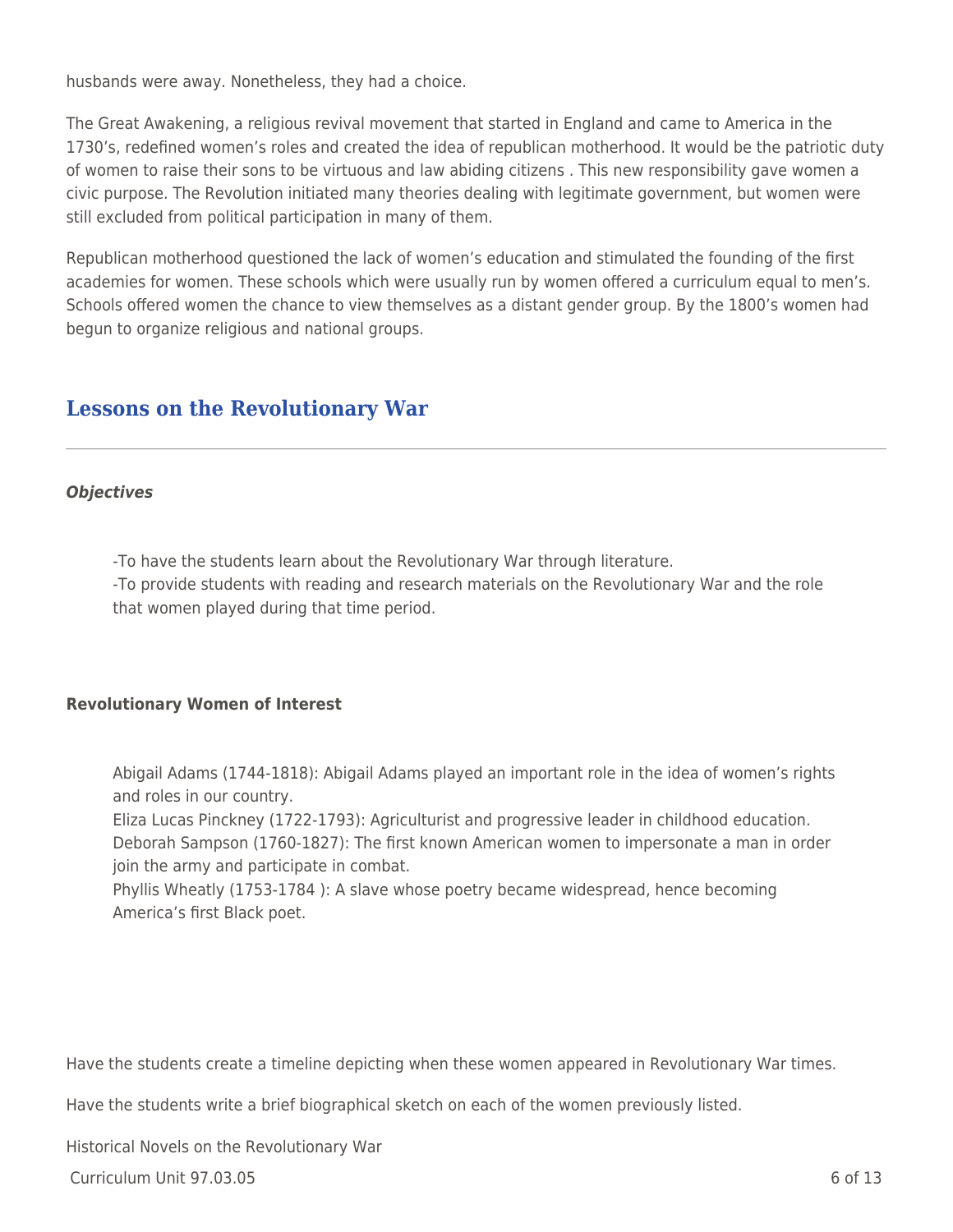husbands were away. Nonetheless, they had a choice.

The Great Awakening, a religious revival movement that started in England and came to America in the 1730's, redefined women's roles and created the idea of republican motherhood. It would be the patriotic duty of women to raise their sons to be virtuous and law abiding citizens . This new responsibility gave women a civic purpose. The Revolution initiated many theories dealing with legitimate government, but women were still excluded from political participation in many of them.

Republican motherhood questioned the lack of women's education and stimulated the founding of the first academies for women. These schools which were usually run by women offered a curriculum equal to men's. Schools offered women the chance to view themselves as a distant gender group. By the 1800's women had begun to organize religious and national groups.

## Lessons on the Revolutionary War

***Objectives***

-To have the students learn about the Revolutionary War through literature.
-To provide students with reading and research materials on the Revolutionary War and the role that women played during that time period.

**Revolutionary Women of Interest**

Abigail Adams (1744-1818): Abigail Adams played an important role in the idea of women's rights and roles in our country.
Eliza Lucas Pinckney (1722-1793): Agriculturist and progressive leader in childhood education.
Deborah Sampson (1760-1827): The first known American women to impersonate a man in order join the army and participate in combat.
Phyllis Wheatly (1753-1784 ): A slave whose poetry became widespread, hence becoming America's first Black poet.

Have the students create a timeline depicting when these women appeared in Revolutionary War times.

Have the students write a brief biographical sketch on each of the women previously listed.

Historical Novels on the Revolutionary War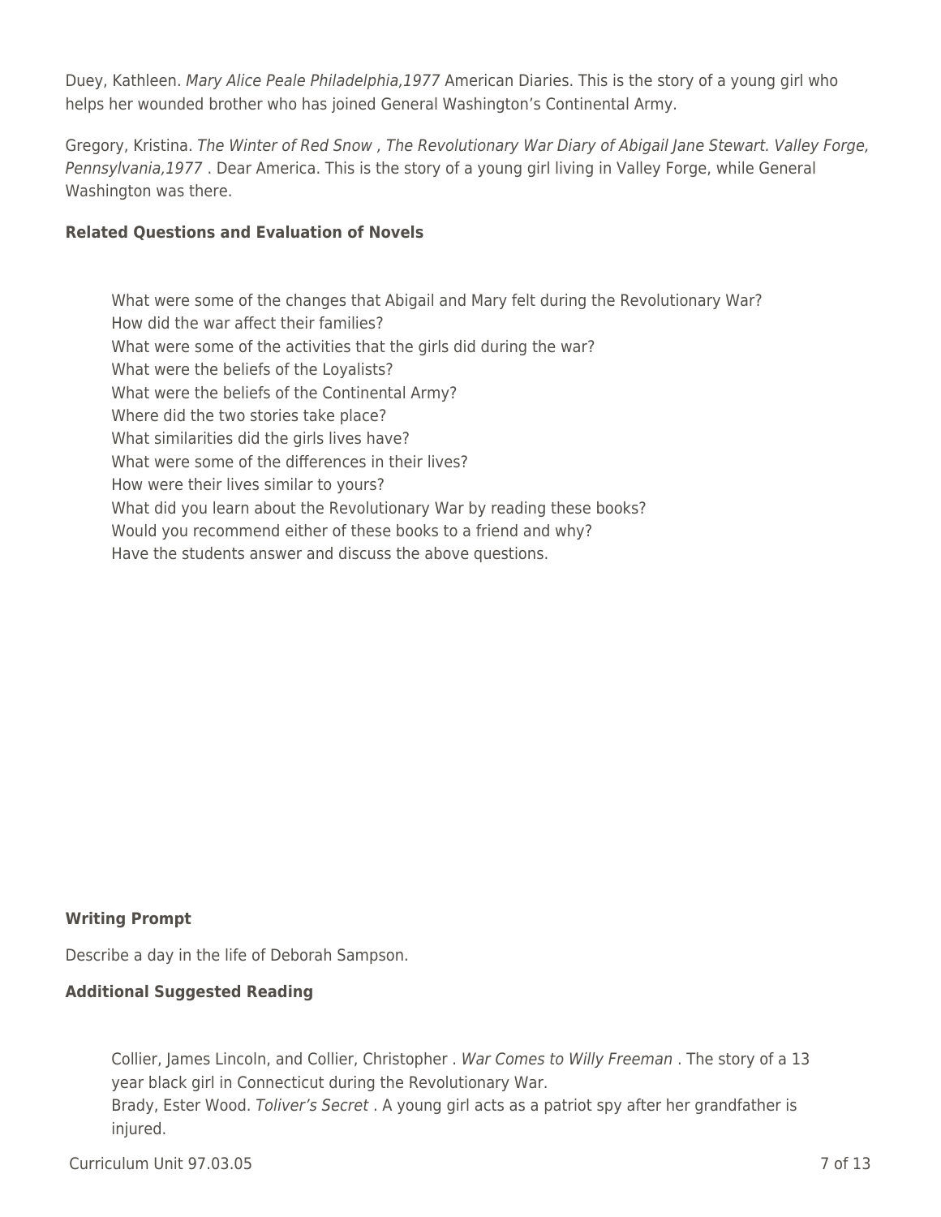Duey, Kathleen. *Mary Alice Peale Philadelphia,1977* American Diaries. This is the story of a young girl who helps her wounded brother who has joined General Washington's Continental Army.

Gregory, Kristina. *The Winter of Red Snow , The Revolutionary War Diary of Abigail Jane Stewart. Valley Forge, Pennsylvania,1977* . Dear America. This is the story of a young girl living in Valley Forge, while General Washington was there.

**Related Questions and Evaluation of Novels**

- What were some of the changes that Abigail and Mary felt during the Revolutionary War?
- How did the war affect their families?
- What were some of the activities that the girls did during the war?
- What were the beliefs of the Loyalists?
- What were the beliefs of the Continental Army?
- Where did the two stories take place?
- What similarities did the girls lives have?
- What were some of the differences in their lives?
- How were their lives similar to yours?
- What did you learn about the Revolutionary War by reading these books?
- Would you recommend either of these books to a friend and why?
- Have the students answer and discuss the above questions.

**Writing Prompt**

Describe a day in the life of Deborah Sampson.

**Additional Suggested Reading**

- Collier, James Lincoln, and Collier, Christopher . *War Comes to Willy Freeman* . The story of a 13 year black girl in Connecticut during the Revolutionary War.
- Brady, Ester Wood. *Toliver's Secret* . A young girl acts as a patriot spy after her grandfather is injured.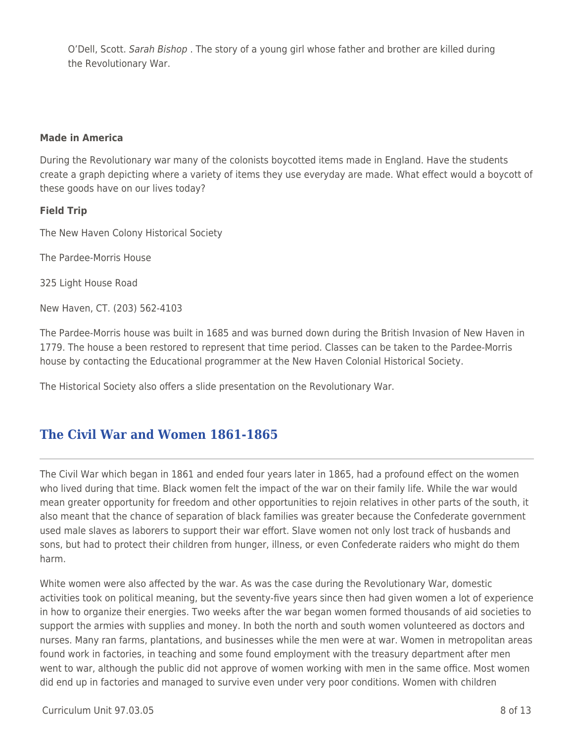O'Dell, Scott. *Sarah Bishop* . The story of a young girl whose father and brother are killed during the Revolutionary War.

**Made in America**

During the Revolutionary war many of the colonists boycotted items made in England. Have the students create a graph depicting where a variety of items they use everyday are made. What effect would a boycott of these goods have on our lives today?

**Field Trip**

The New Haven Colony Historical Society

The Pardee-Morris House

325 Light House Road

New Haven, CT. (203) 562-4103

The Pardee-Morris house was built in 1685 and was burned down during the British Invasion of New Haven in 1779. The house a been restored to represent that time period. Classes can be taken to the Pardee-Morris house by contacting the Educational programmer at the New Haven Colonial Historical Society.

The Historical Society also offers a slide presentation on the Revolutionary War.

## The Civil War and Women 1861-1865

The Civil War which began in 1861 and ended four years later in 1865, had a profound effect on the women who lived during that time. Black women felt the impact of the war on their family life. While the war would mean greater opportunity for freedom and other opportunities to rejoin relatives in other parts of the south, it also meant that the chance of separation of black families was greater because the Confederate government used male slaves as laborers to support their war effort. Slave women not only lost track of husbands and sons, but had to protect their children from hunger, illness, or even Confederate raiders who might do them harm.

White women were also affected by the war. As was the case during the Revolutionary War, domestic activities took on political meaning, but the seventy-five years since then had given women a lot of experience in how to organize their energies. Two weeks after the war began women formed thousands of aid societies to support the armies with supplies and money. In both the north and south women volunteered as doctors and nurses. Many ran farms, plantations, and businesses while the men were at war. Women in metropolitan areas found work in factories, in teaching and some found employment with the treasury department after men went to war, although the public did not approve of women working with men in the same office. Most women did end up in factories and managed to survive even under very poor conditions. Women with children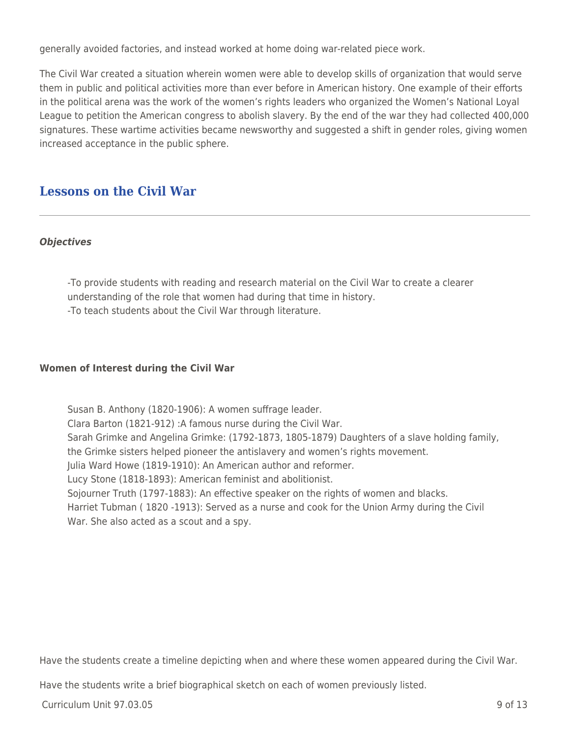generally avoided factories, and instead worked at home doing war-related piece work.

The Civil War created a situation wherein women were able to develop skills of organization that would serve them in public and political activities more than ever before in American history. One example of their efforts in the political arena was the work of the women's rights leaders who organized the Women's National Loyal League to petition the American congress to abolish slavery. By the end of the war they had collected 400,000 signatures. These wartime activities became newsworthy and suggested a shift in gender roles, giving women increased acceptance in the public sphere.

## Lessons on the Civil War

***Objectives***

-To provide students with reading and research material on the Civil War to create a clearer understanding of the role that women had during that time in history.
-To teach students about the Civil War through literature.

**Women of Interest during the Civil War**

Susan B. Anthony (1820-1906): A women suffrage leader.
Clara Barton (1821-912) :A famous nurse during the Civil War.
Sarah Grimke and Angelina Grimke: (1792-1873, 1805-1879) Daughters of a slave holding family, the Grimke sisters helped pioneer the antislavery and women's rights movement.
Julia Ward Howe (1819-1910): An American author and reformer.
Lucy Stone (1818-1893): American feminist and abolitionist.
Sojourner Truth (1797-1883): An effective speaker on the rights of women and blacks.
Harriet Tubman ( 1820 -1913): Served as a nurse and cook for the Union Army during the Civil War. She also acted as a scout and a spy.

Have the students create a timeline depicting when and where these women appeared during the Civil War.

Have the students write a brief biographical sketch on each of women previously listed.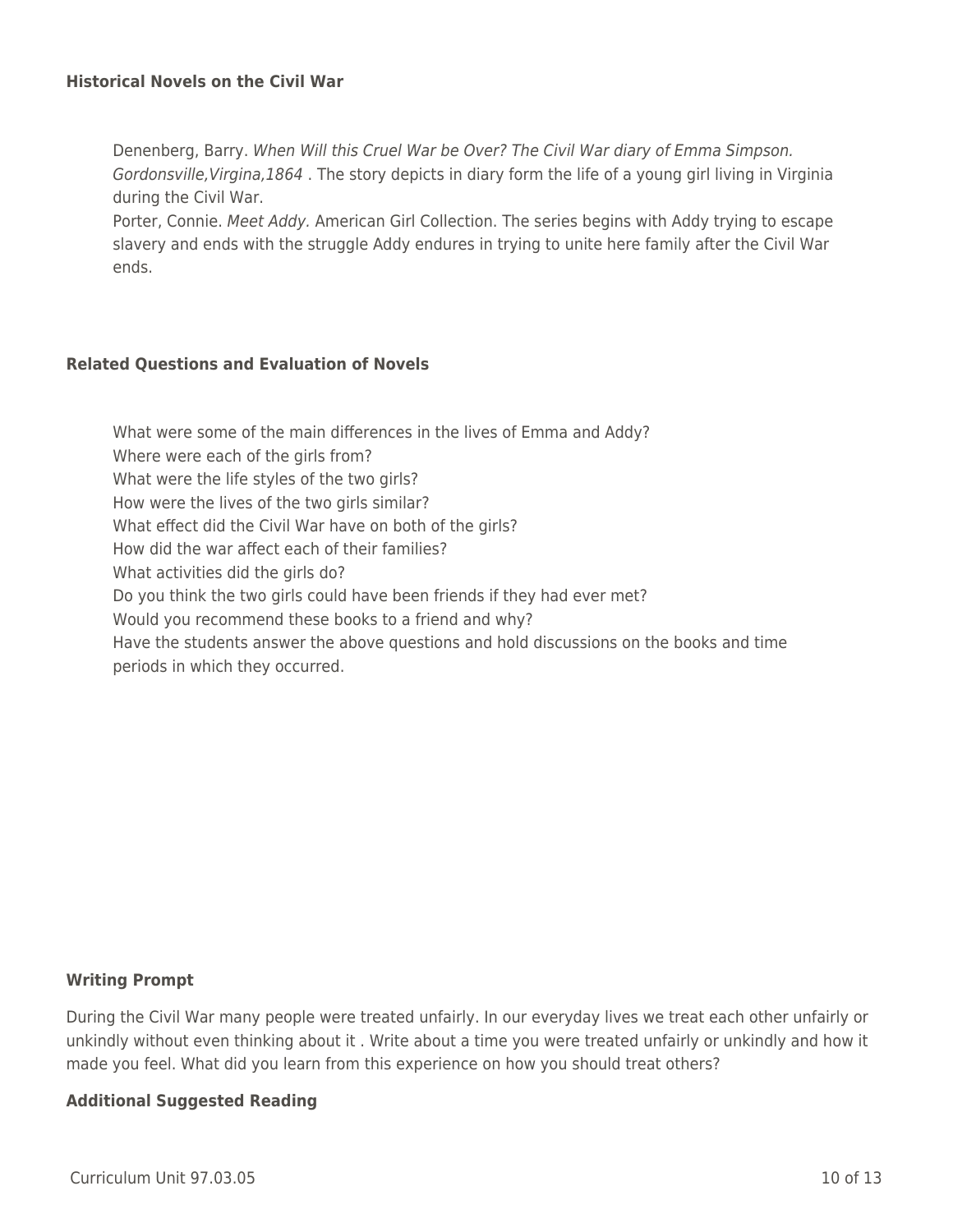### Historical Novels on the Civil War

Denenberg, Barry. *When Will this Cruel War be Over? The Civil War diary of Emma Simpson. Gordonsville,Virgina,1864* . The story depicts in diary form the life of a young girl living in Virginia during the Civil War.

Porter, Connie. *Meet Addy.* American Girl Collection. The series begins with Addy trying to escape slavery and ends with the struggle Addy endures in trying to unite here family after the Civil War ends.

### Related Questions and Evaluation of Novels

What were some of the main differences in the lives of Emma and Addy?
Where were each of the girls from?
What were the life styles of the two girls?
How were the lives of the two girls similar?
What effect did the Civil War have on both of the girls?
How did the war affect each of their families?
What activities did the girls do?
Do you think the two girls could have been friends if they had ever met?
Would you recommend these books to a friend and why?
Have the students answer the above questions and hold discussions on the books and time periods in which they occurred.

### Writing Prompt

During the Civil War many people were treated unfairly. In our everyday lives we treat each other unfairly or unkindly without even thinking about it . Write about a time you were treated unfairly or unkindly and how it made you feel. What did you learn from this experience on how you should treat others?

### Additional Suggested Reading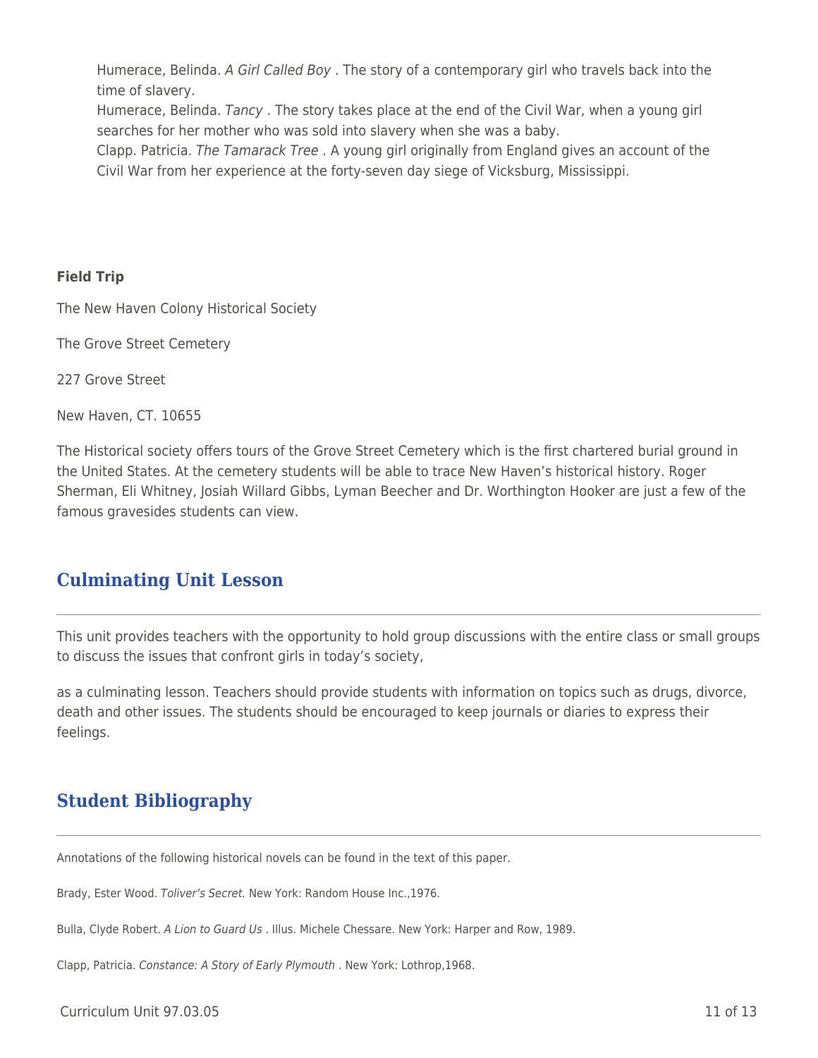Humerace, Belinda. *A Girl Called Boy* . The story of a contemporary girl who travels back into the time of slavery.

Humerace, Belinda. *Tancy* . The story takes place at the end of the Civil War, when a young girl searches for her mother who was sold into slavery when she was a baby.

Clapp. Patricia. *The Tamarack Tree* . A young girl originally from England gives an account of the Civil War from her experience at the forty-seven day siege of Vicksburg, Mississippi.

**Field Trip**

The New Haven Colony Historical Society

The Grove Street Cemetery

227 Grove Street

New Haven, CT. 10655

The Historical society offers tours of the Grove Street Cemetery which is the first chartered burial ground in the United States. At the cemetery students will be able to trace New Haven's historical history. Roger Sherman, Eli Whitney, Josiah Willard Gibbs, Lyman Beecher and Dr. Worthington Hooker are just a few of the famous gravesides students can view.

## Culminating Unit Lesson

This unit provides teachers with the opportunity to hold group discussions with the entire class or small groups to discuss the issues that confront girls in today's society,

as a culminating lesson. Teachers should provide students with information on topics such as drugs, divorce, death and other issues. The students should be encouraged to keep journals or diaries to express their feelings.

## Student Bibliography

Annotations of the following historical novels can be found in the text of this paper.

Brady, Ester Wood. *Toliver's Secret.* New York: Random House Inc.,1976.

Bulla, Clyde Robert. *A Lion to Guard Us* . Illus. Michele Chessare. New York: Harper and Row, 1989.

Clapp, Patricia. *Constance: A Story of Early Plymouth* . New York: Lothrop,1968.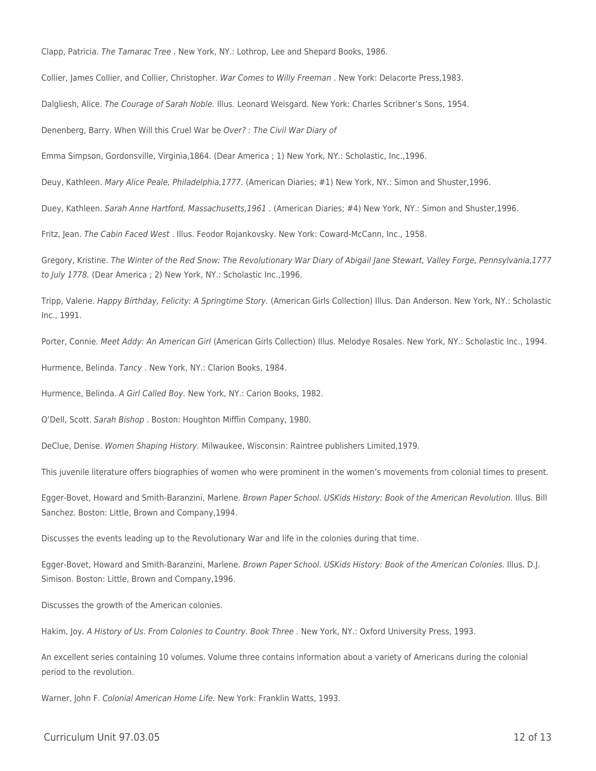Clapp, Patricia. *The Tamarac Tree* . New York, NY.: Lothrop, Lee and Shepard Books, 1986.

Collier, James Collier, and Collier, Christopher. *War Comes to Willy Freeman* . New York: Delacorte Press,1983.

Dalgliesh, Alice. *The Courage of Sarah Noble.* Illus. Leonard Weisgard. New York: Charles Scribner's Sons, 1954.

Denenberg, Barry. When Will this Cruel War be *Over? : The Civil War Diary of*

Emma Simpson, Gordonsville, Virginia,1864. (Dear America ; 1) New York, NY.: Scholastic, Inc.,1996.

Deuy, Kathleen. *Mary Alice Peale, Philadelphia,1777.* (American Diaries; #1) New York, NY.: Simon and Shuster,1996.

Duey, Kathleen. *Sarah Anne Hartford, Massachusetts,1961* . (American Diaries; #4) New York, NY.: Simon and Shuster,1996.

Fritz, Jean. *The Cabin Faced West* . Illus. Feodor Rojankovsky. New York: Coward-McCann, Inc., 1958.

Gregory, Kristine. *The Winter of the Red Snow: The Revolutionary War Diary of Abigail Jane Stewart, Valley Forge, Pennsylvania,1777 to July 1778.* (Dear America ; 2) New York, NY.: Scholastic Inc.,1996.

Tripp, Valerie. *Happy Birthday, Felicity: A Springtime Story.* (American Girls Collection) Illus. Dan Anderson. New York, NY.: Scholastic Inc., 1991.

Porter, Connie. *Meet Addy: An American Girl* (American Girls Collection) Illus. Melodye Rosales. New York, NY.: Scholastic Inc., 1994.

Hurmence, Belinda. *Tancy* . New York, NY.: Clarion Books, 1984.

Hurmence, Belinda. *A Girl Called Boy.* New York, NY.: Carion Books, 1982.

O'Dell, Scott. *Sarah Bishop* . Boston: Houghton Mifflin Company, 1980.

DeClue, Denise. *Women Shaping History.* Milwaukee, Wisconsin: Raintree publishers Limited,1979.

This juvenile literature offers biographies of women who were prominent in the women's movements from colonial times to present.

Egger-Bovet, Howard and Smith-Baranzini, Marlene. *Brown Paper School. USKids History: Book of the American Revolution.* Illus. Bill Sanchez. Boston: Little, Brown and Company,1994.

Discusses the events leading up to the Revolutionary War and life in the colonies during that time.

Egger-Bovet, Howard and Smith-Baranzini, Marlene. *Brown Paper School. USKids History: Book of the American Colonies.* Illus. D.J. Simison. Boston: Little, Brown and Company,1996.

Discusses the growth of the American colonies.

Hakim, Joy. *A History of Us. From Colonies to Country. Book Three* . New York, NY.: Oxford University Press, 1993.

An excellent series containing 10 volumes. Volume three contains information about a variety of Americans during the colonial period to the revolution.

Warner, John F. *Colonial American Home Life.* New York: Franklin Watts, 1993.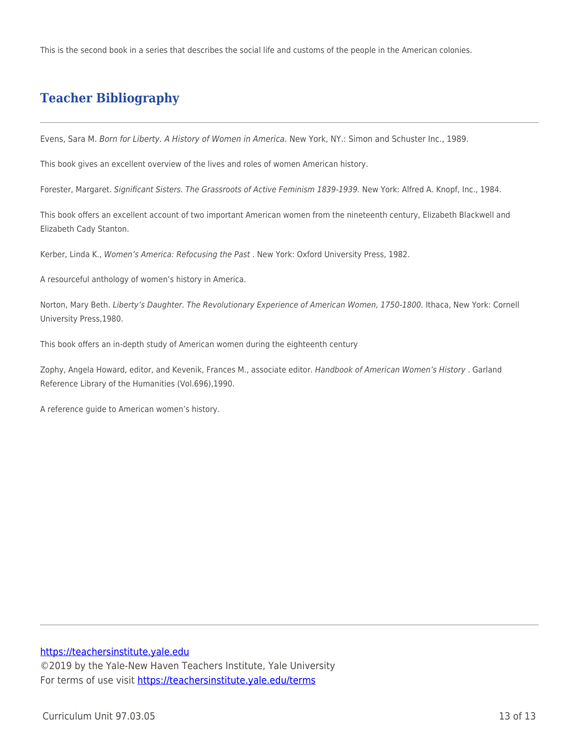This is the second book in a series that describes the social life and customs of the people in the American colonies.

## Teacher Bibliography

Evens, Sara M. *Born for Liberty. A History of Women in America.* New York, NY.: Simon and Schuster Inc., 1989.

This book gives an excellent overview of the lives and roles of women American history.

Forester, Margaret. *Significant Sisters. The Grassroots of Active Feminism 1839-1939.* New York: Alfred A. Knopf, Inc., 1984.

This book offers an excellent account of two important American women from the nineteenth century, Elizabeth Blackwell and Elizabeth Cady Stanton.

Kerber, Linda K., *Women's America: Refocusing the Past* . New York: Oxford University Press, 1982.

A resourceful anthology of women's history in America.

Norton, Mary Beth. *Liberty's Daughter. The Revolutionary Experience of American Women, 1750-1800.* Ithaca, New York: Cornell University Press,1980.

This book offers an in-depth study of American women during the eighteenth century

Zophy, Angela Howard, editor, and Kevenik, Frances M., associate editor. *Handbook of American Women's History* . Garland Reference Library of the Humanities (Vol.696),1990.

A reference guide to American women's history.

https://teachersinstitute.yale.edu
©2019 by the Yale-New Haven Teachers Institute, Yale University
For terms of use visit https://teachersinstitute.yale.edu/terms